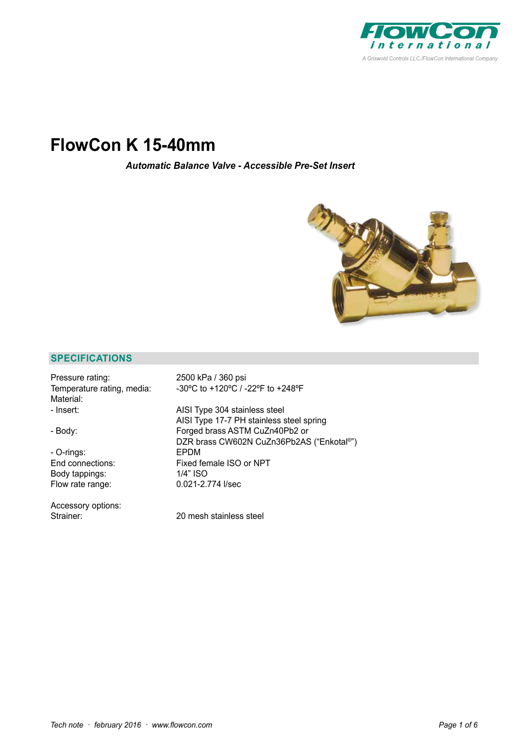# FlowCon K 15-40mm

***Automatic Balance Valve - Accessible Pre-Set Insert***

## SPECIFICATIONS

| | |
|---|---|
| Pressure rating: | 2500 kPa / 360 psi |
| Temperature rating, media: | -30ºC to +120ºC / -22ºF to +248ºF |
| Material: | |
| - Insert: | AISI Type 304 stainless steel<br>AISI Type 17-7 PH stainless steel spring |
| - Body: | Forged brass ASTM CuZn40Pb2 or<br>DZR brass CW602N CuZn36Pb2AS (“Enkotal®”) |
| - O-rings: | EPDM |
| End connections: | Fixed female ISO or NPT |
| Body tappings: | 1/4” ISO |
| Flow rate range: | 0.021-2.774 l/sec |
| | |
| Accessory options: | |
| Strainer: | 20 mesh stainless steel |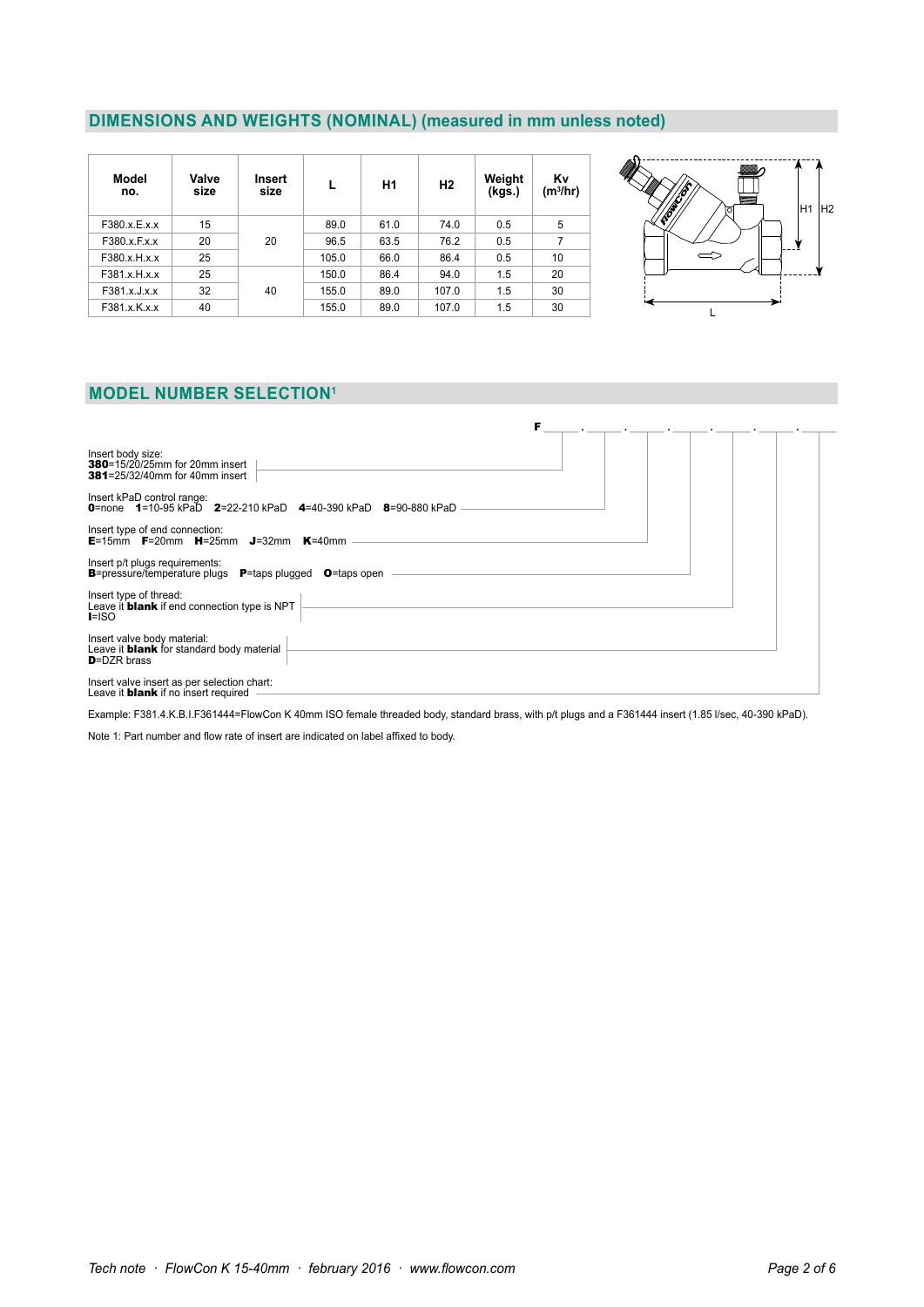## DIMENSIONS AND WEIGHTS (NOMINAL) (measured in mm unless noted)

| Model no. | Valve size | Insert size | L | H1 | H2 | Weight (kgs.) | Kv ($m^3$/hr) |
|---|---|---|---|---|---|---|---|
| F380.x.E.x.x | 15 | 20 | 89.0 | 61.0 | 74.0 | 0.5 | 5 |
| F380.x.F.x.x | 20 | | 96.5 | 63.5 | 76.2 | 0.5 | 7 |
| F380.x.H.x.x | 25 | | 105.0 | 66.0 | 86.4 | 0.5 | 10 |
| F381.x.H.x.x | 25 | 40 | 150.0 | 86.4 | 94.0 | 1.5 | 20 |
| F381.x.J.x.x | 32 | | 155.0 | 89.0 | 107.0 | 1.5 | 30 |
| F381.x.K.x.x | 40 | | 155.0 | 89.0 | 107.0 | 1.5 | 30 |

## MODEL NUMBER SELECTION[1]

F ___ . ___ . ___ . ___ . ___ . ___ . ___

Insert body size:
**380**=15/20/25mm for 20mm insert
**381**=25/32/40mm for 40mm insert

Insert kPaD control range:
**0**=none **1**=10-95 kPaD **2**=22-210 kPaD **4**=40-390 kPaD **8**=90-880 kPaD

Insert type of end connection:
**E**=15mm **F**=20mm **H**=25mm **J**=32mm **K**=40mm

Insert p/t plugs requirements:
**B**=pressure/temperature plugs **P**=taps plugged **O**=taps open

Insert type of thread:
Leave it **blank** if end connection type is NPT
**I**=ISO

Insert valve body material:
Leave it **blank** for standard body material
**D**=DZR brass

Insert valve insert as per selection chart:
Leave it **blank** if no insert required

Example: F381.4.K.B.I.F361444=FlowCon K 40mm ISO female threaded body, standard brass, with p/t plugs and a F361444 insert (1.85 l/sec, 40-390 kPaD).

Note 1: Part number and flow rate of insert are indicated on label affixed to body.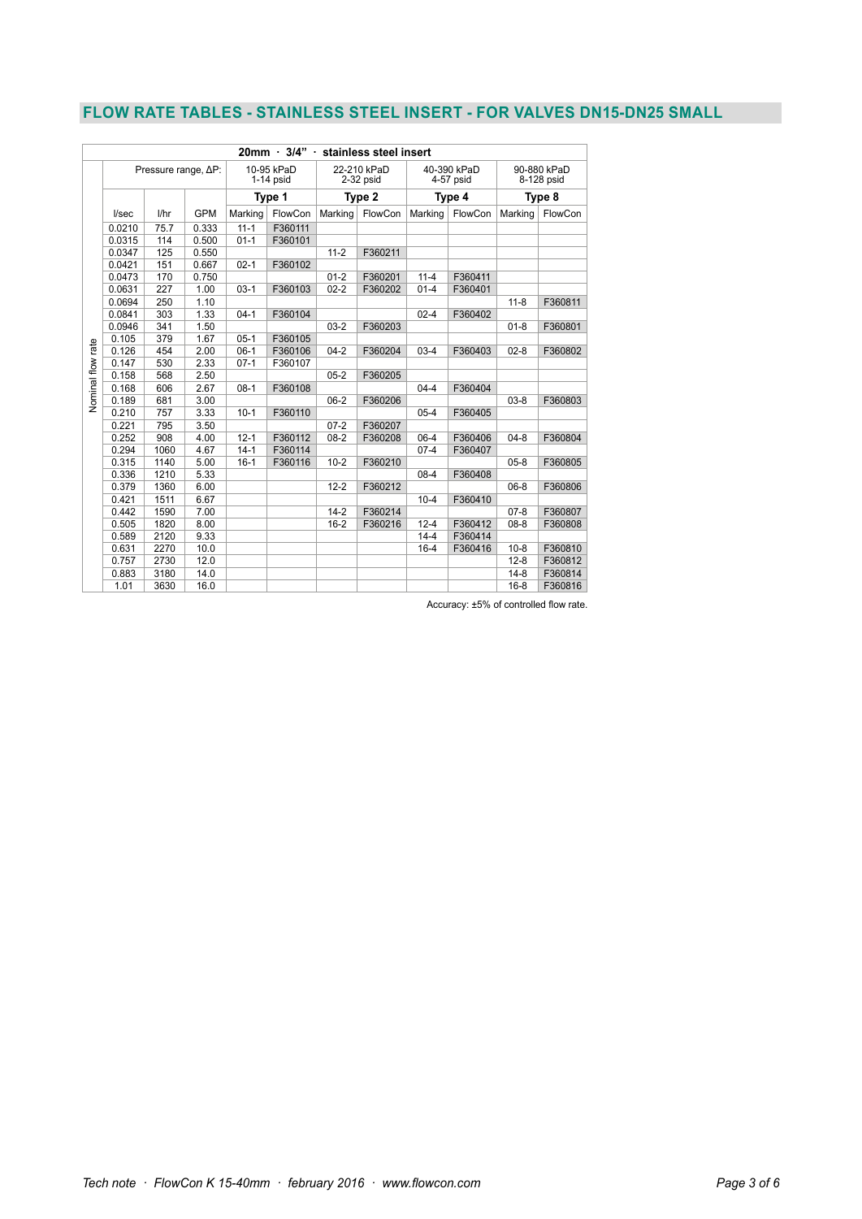## FLOW RATE TABLES - STAINLESS STEEL INSERT - FOR VALVES DN15-DN25 SMALL

| 20mm · 3/4" · stainless steel insert | | | | | | | | | | |
|---|---|---|---|---|---|---|---|---|---|---|
| Pressure range, ΔP: | | | 10-95 kPaD 1-14 psid | | 22-210 kPaD 2-32 psid | | 40-390 kPaD 4-57 psid | | 90-880 kPaD 8-128 psid | |
| | | | Type 1 | | Type 2 | | Type 4 | | Type 8 | |
| Nominal flow rate l/sec | l/hr | GPM | Marking | FlowCon | Marking | FlowCon | Marking | FlowCon | Marking | FlowCon |
| 0.0210 | 75.7 | 0.333 | 11-1 | F360111 | | | | | | |
| 0.0315 | 114 | 0.500 | 01-1 | F360101 | | | | | | |
| 0.0347 | 125 | 0.550 | | | 11-2 | F360211 | | | | |
| 0.0421 | 151 | 0.667 | 02-1 | F360102 | | | | | | |
| 0.0473 | 170 | 0.750 | | | 01-2 | F360201 | 11-4 | F360411 | | |
| 0.0631 | 227 | 1.00 | 03-1 | F360103 | 02-2 | F360202 | 01-4 | F360401 | | |
| 0.0694 | 250 | 1.10 | | | | | | | 11-8 | F360811 |
| 0.0841 | 303 | 1.33 | 04-1 | F360104 | | | 02-4 | F360402 | | |
| 0.0946 | 341 | 1.50 | | | 03-2 | F360203 | | | 01-8 | F360801 |
| 0.105 | 379 | 1.67 | 05-1 | F360105 | | | | | | |
| 0.126 | 454 | 2.00 | 06-1 | F360106 | 04-2 | F360204 | 03-4 | F360403 | 02-8 | F360802 |
| 0.147 | 530 | 2.33 | 07-1 | F360107 | | | | | | |
| 0.158 | 568 | 2.50 | | | 05-2 | F360205 | | | | |
| 0.168 | 606 | 2.67 | 08-1 | F360108 | | | 04-4 | F360404 | | |
| 0.189 | 681 | 3.00 | | | 06-2 | F360206 | | | 03-8 | F360803 |
| 0.210 | 757 | 3.33 | 10-1 | F360110 | | | 05-4 | F360405 | | |
| 0.221 | 795 | 3.50 | | | 07-2 | F360207 | | | | |
| 0.252 | 908 | 4.00 | 12-1 | F360112 | 08-2 | F360208 | 06-4 | F360406 | 04-8 | F360804 |
| 0.294 | 1060 | 4.67 | 14-1 | F360114 | | | 07-4 | F360407 | | |
| 0.315 | 1140 | 5.00 | 16-1 | F360116 | 10-2 | F360210 | | | 05-8 | F360805 |
| 0.336 | 1210 | 5.33 | | | | | 08-4 | F360408 | | |
| 0.379 | 1360 | 6.00 | | | 12-2 | F360212 | | | 06-8 | F360806 |
| 0.421 | 1511 | 6.67 | | | | | 10-4 | F360410 | | |
| 0.442 | 1590 | 7.00 | | | 14-2 | F360214 | | | 07-8 | F360807 |
| 0.505 | 1820 | 8.00 | | | 16-2 | F360216 | 12-4 | F360412 | 08-8 | F360808 |
| 0.589 | 2120 | 9.33 | | | | | 14-4 | F360414 | | |
| 0.631 | 2270 | 10.0 | | | | | 16-4 | F360416 | 10-8 | F360810 |
| 0.757 | 2730 | 12.0 | | | | | | | 12-8 | F360812 |
| 0.883 | 3180 | 14.0 | | | | | | | 14-8 | F360814 |
| 1.01 | 3630 | 16.0 | | | | | | | 16-8 | F360816 |

Accuracy: ±5% of controlled flow rate.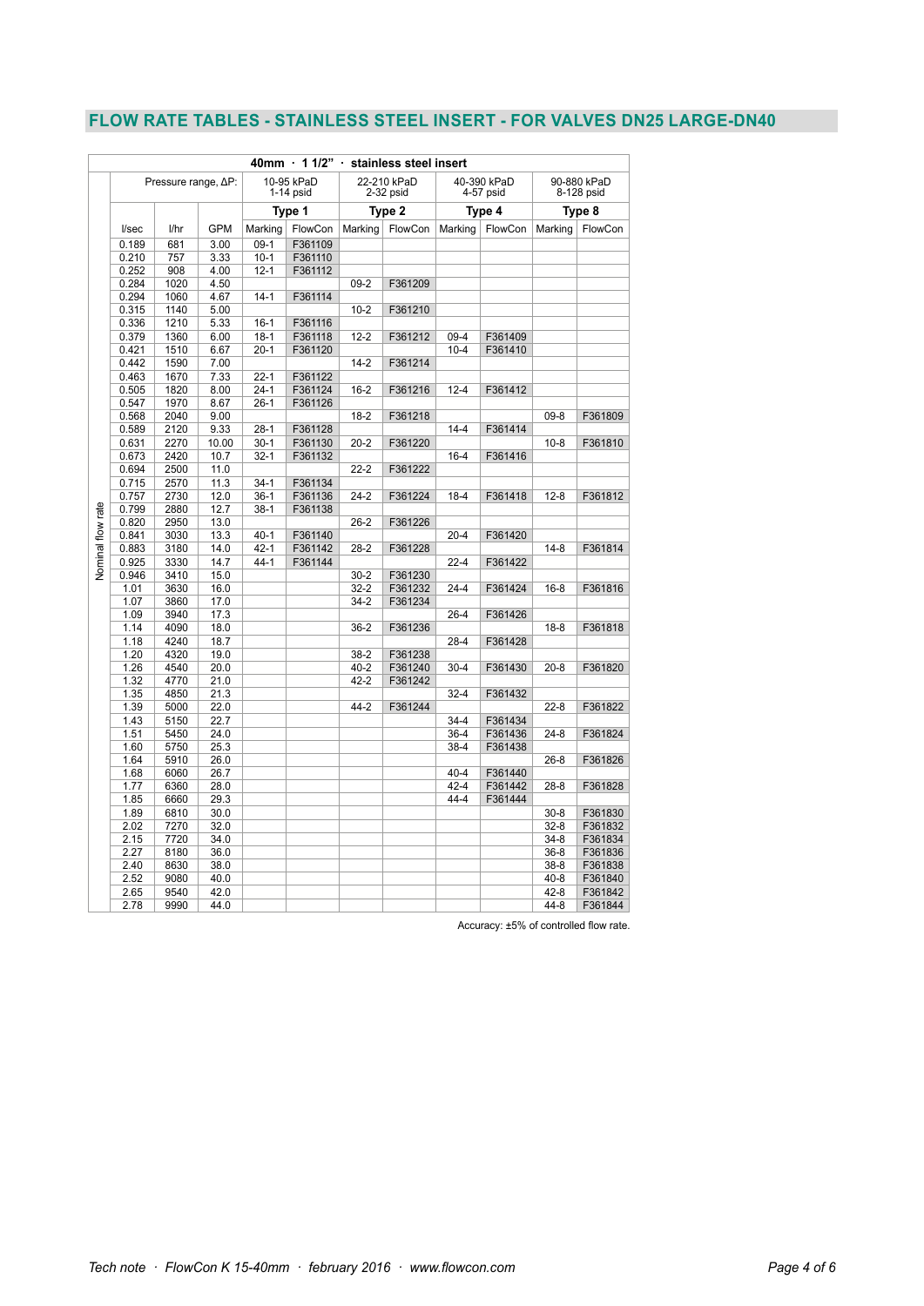## FLOW RATE TABLES - STAINLESS STEEL INSERT - FOR VALVES DN25 LARGE-DN40

| 40mm · 1 1/2" · stainless steel insert | | | | | | | | | | |
|---|---|---|---|---|---|---|---|---|---|---|
| Pressure range, ΔP: | | | 10-95 kPaD 1-14 psid | | 22-210 kPaD 2-32 psid | | 40-390 kPaD 4-57 psid | | 90-880 kPaD 8-128 psid | |
| | | | Type 1 | | Type 2 | | Type 4 | | Type 8 | |
| l/sec | l/hr | GPM | Marking | FlowCon | Marking | FlowCon | Marking | FlowCon | Marking | FlowCon |
| 0.189 | 681 | 3.00 | 09-1 | F361109 | | | | | | |
| 0.210 | 757 | 3.33 | 10-1 | F361110 | | | | | | |
| 0.252 | 908 | 4.00 | 12-1 | F361112 | | | | | | |
| 0.284 | 1020 | 4.50 | | | 09-2 | F361209 | | | | |
| 0.294 | 1060 | 4.67 | 14-1 | F361114 | | | | | | |
| 0.315 | 1140 | 5.00 | | | 10-2 | F361210 | | | | |
| 0.336 | 1210 | 5.33 | 16-1 | F361116 | | | | | | |
| 0.379 | 1360 | 6.00 | 18-1 | F361118 | 12-2 | F361212 | 09-4 | F361409 | | |
| 0.421 | 1510 | 6.67 | 20-1 | F361120 | | | 10-4 | F361410 | | |
| 0.442 | 1590 | 7.00 | | | 14-2 | F361214 | | | | |
| 0.463 | 1670 | 7.33 | 22-1 | F361122 | | | | | | |
| 0.505 | 1820 | 8.00 | 24-1 | F361124 | 16-2 | F361216 | 12-4 | F361412 | | |
| 0.547 | 1970 | 8.67 | 26-1 | F361126 | | | | | | |
| 0.568 | 2040 | 9.00 | | | 18-2 | F361218 | | | 09-8 | F361809 |
| 0.589 | 2120 | 9.33 | 28-1 | F361128 | | | 14-4 | F361414 | | |
| 0.631 | 2270 | 10.00 | 30-1 | F361130 | 20-2 | F361220 | | | 10-8 | F361810 |
| 0.673 | 2420 | 10.7 | 32-1 | F361132 | | | 16-4 | F361416 | | |
| 0.694 | 2500 | 11.0 | | | 22-2 | F361222 | | | | |
| 0.715 | 2570 | 11.3 | 34-1 | F361134 | | | | | | |
| 0.757 | 2730 | 12.0 | 36-1 | F361136 | 24-2 | F361224 | 18-4 | F361418 | 12-8 | F361812 |
| 0.799 | 2880 | 12.7 | 38-1 | F361138 | | | | | | |
| 0.820 | 2950 | 13.0 | | | 26-2 | F361226 | | | | |
| 0.841 | 3030 | 13.3 | 40-1 | F361140 | | | 20-4 | F361420 | | |
| 0.883 | 3180 | 14.0 | 42-1 | F361142 | 28-2 | F361228 | | | 14-8 | F361814 |
| 0.925 | 3330 | 14.7 | 44-1 | F361144 | | | 22-4 | F361422 | | |
| 0.946 | 3410 | 15.0 | | | 30-2 | F361230 | | | | |
| 1.01 | 3630 | 16.0 | | | 32-2 | F361232 | 24-4 | F361424 | 16-8 | F361816 |
| 1.07 | 3860 | 17.0 | | | 34-2 | F361234 | | | | |
| 1.09 | 3940 | 17.3 | | | | | 26-4 | F361426 | | |
| 1.14 | 4090 | 18.0 | | | 36-2 | F361236 | | | 18-8 | F361818 |
| 1.18 | 4240 | 18.7 | | | | | 28-4 | F361428 | | |
| 1.20 | 4320 | 19.0 | | | 38-2 | F361238 | | | | |
| 1.26 | 4540 | 20.0 | | | 40-2 | F361240 | 30-4 | F361430 | 20-8 | F361820 |
| 1.32 | 4770 | 21.0 | | | 42-2 | F361242 | | | | |
| 1.35 | 4850 | 21.3 | | | | | 32-4 | F361432 | | |
| 1.39 | 5000 | 22.0 | | | 44-2 | F361244 | | | 22-8 | F361822 |
| 1.43 | 5150 | 22.7 | | | | | 34-4 | F361434 | | |
| 1.51 | 5450 | 24.0 | | | | | 36-4 | F361436 | 24-8 | F361824 |
| 1.60 | 5750 | 25.3 | | | | | 38-4 | F361438 | | |
| 1.64 | 5910 | 26.0 | | | | | | | 26-8 | F361826 |
| 1.68 | 6060 | 26.7 | | | | | 40-4 | F361440 | | |
| 1.77 | 6360 | 28.0 | | | | | 42-4 | F361442 | 28-8 | F361828 |
| 1.85 | 6660 | 29.3 | | | | | 44-4 | F361444 | | |
| 1.89 | 6810 | 30.0 | | | | | | | 30-8 | F361830 |
| 2.02 | 7270 | 32.0 | | | | | | | 32-8 | F361832 |
| 2.15 | 7720 | 34.0 | | | | | | | 34-8 | F361834 |
| 2.27 | 8180 | 36.0 | | | | | | | 36-8 | F361836 |
| 2.40 | 8630 | 38.0 | | | | | | | 38-8 | F361838 |
| 2.52 | 9080 | 40.0 | | | | | | | 40-8 | F361840 |
| 2.65 | 9540 | 42.0 | | | | | | | 42-8 | F361842 |
| 2.78 | 9990 | 44.0 | | | | | | | 44-8 | F361844 |

Nominal flow rate

Accuracy: ±5% of controlled flow rate.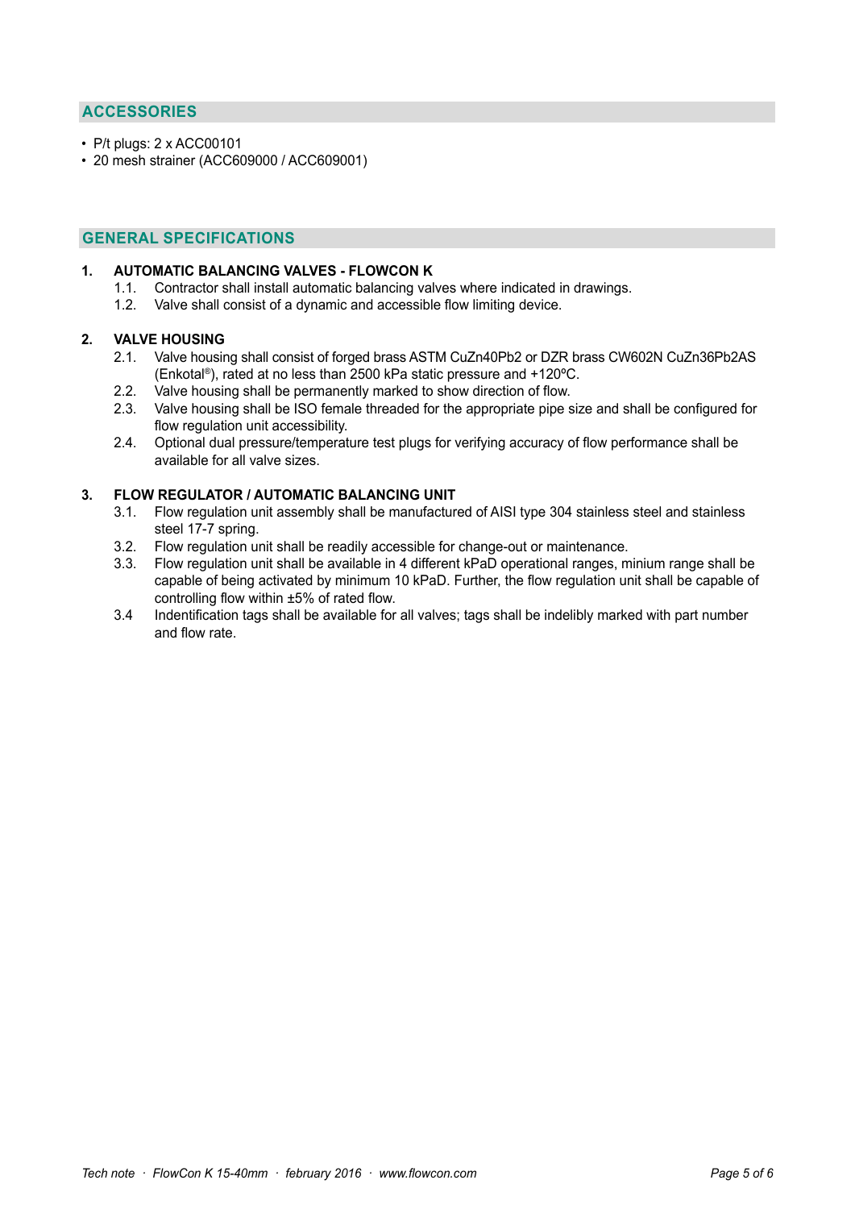## ACCESSORIES

- P/t plugs: 2 x ACC00101
- 20 mesh strainer (ACC609000 / ACC609001)

## GENERAL SPECIFICATIONS

**1. AUTOMATIC BALANCING VALVES - FLOWCON K**

1.1. Contractor shall install automatic balancing valves where indicated in drawings.

1.2. Valve shall consist of a dynamic and accessible flow limiting device.

**2. VALVE HOUSING**

2.1. Valve housing shall consist of forged brass ASTM CuZn40Pb2 or DZR brass CW602N CuZn36Pb2AS (Enkotal®), rated at no less than 2500 kPa static pressure and +120ºC.

2.2. Valve housing shall be permanently marked to show direction of flow.

2.3. Valve housing shall be ISO female threaded for the appropriate pipe size and shall be configured for flow regulation unit accessibility.

2.4. Optional dual pressure/temperature test plugs for verifying accuracy of flow performance shall be available for all valve sizes.

**3. FLOW REGULATOR / AUTOMATIC BALANCING UNIT**

3.1. Flow regulation unit assembly shall be manufactured of AISI type 304 stainless steel and stainless steel 17-7 spring.

3.2. Flow regulation unit shall be readily accessible for change-out or maintenance.

3.3. Flow regulation unit shall be available in 4 different kPaD operational ranges, minium range shall be capable of being activated by minimum 10 kPaD. Further, the flow regulation unit shall be capable of controlling flow within ±5% of rated flow.

3.4 Indentification tags shall be available for all valves; tags shall be indelibly marked with part number and flow rate.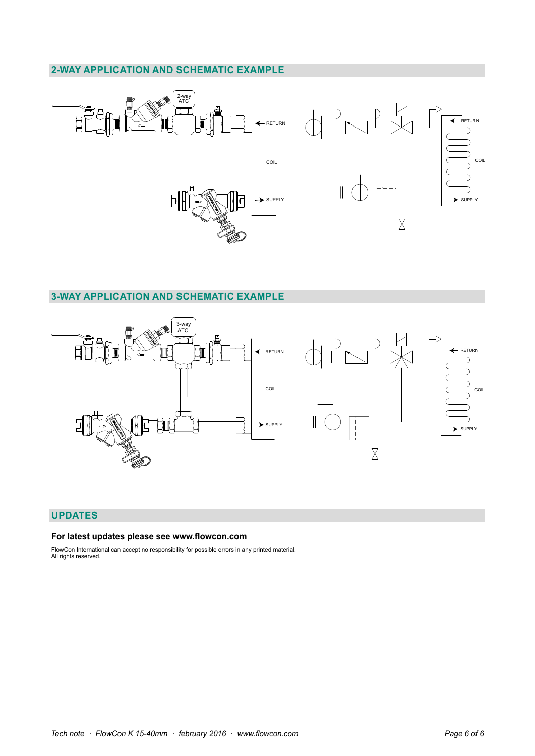## 2-WAY APPLICATION AND SCHEMATIC EXAMPLE

2-way ATC

RETURN

COIL

SUPPLY

RETURN

COIL

SUPPLY

## 3-WAY APPLICATION AND SCHEMATIC EXAMPLE

3-way ATC

RETURN

COIL

SUPPLY

RETURN

COIL

SUPPLY

## UPDATES

**For latest updates please see www.flowcon.com**

FlowCon International can accept no responsibility for possible errors in any printed material.
All rights reserved.